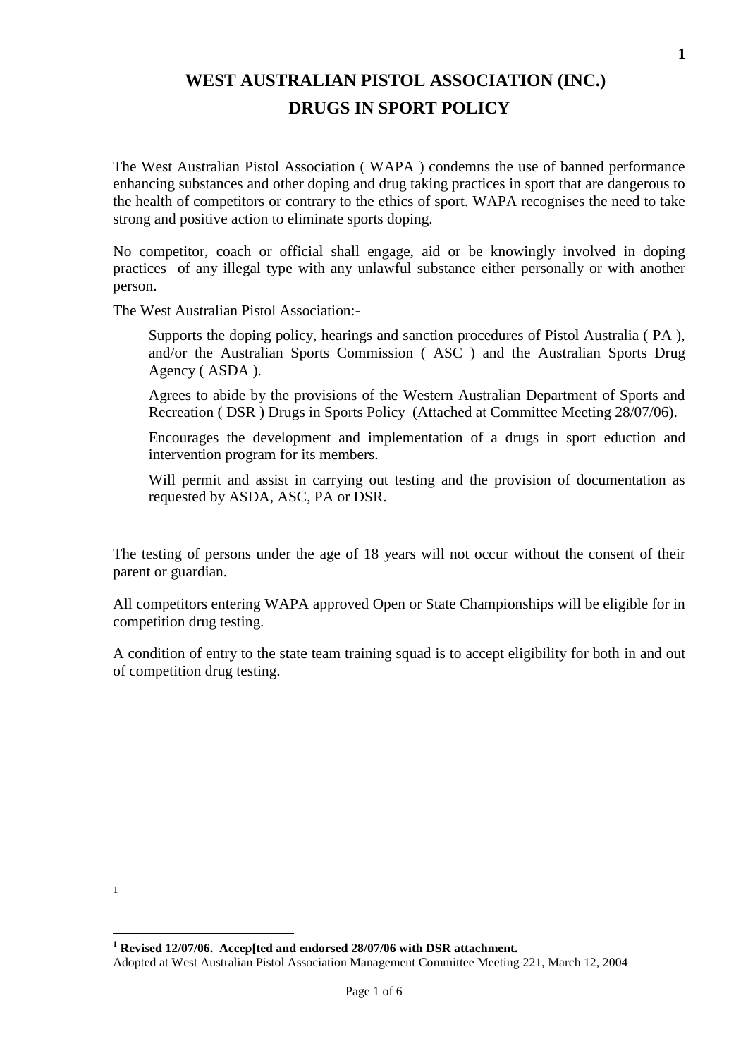# WEST AUSTRALIAN PISTOL ASSOCIATION (INC.)

## DRUGS IN SPORT POLICY

The West Australian Pistol Association ( WAPA ) condemns the use of banned performance enhancing substances and other doping and drug taking practices in sport that are dangerous to the health of competitors or contrary to the ethics of sport. WAPA recognises the need to take strong and positive action to eliminate sports doping.

No competitor, coach or official shall engage, aid or be knowingly involved in doping practices of any illegal type with any unlawful substance either personally or with another person.

The West Australian Pistol Association:-

> Supports the doping policy, hearings and sanction procedures of Pistol Australia ( PA ), and/or the Australian Sports Commission ( ASC ) and the Australian Sports Drug Agency ( ASDA ).
>
> Agrees to abide by the provisions of the Western Australian Department of Sports and Recreation ( DSR ) Drugs in Sports Policy (Attached at Committee Meeting 28/07/06).
>
> Encourages the development and implementation of a drugs in sport eduction and intervention program for its members.
>
> Will permit and assist in carrying out testing and the provision of documentation as requested by ASDA, ASC, PA or DSR.

The testing of persons under the age of 18 years will not occur without the consent of their parent or guardian.

All competitors entering WAPA approved Open or State Championships will be eligible for in competition drug testing.

A condition of entry to the state team training squad is to accept eligibility for both in and out of competition drug testing.

[1]

---

[1] **Revised 12/07/06. Accep[ted and endorsed 28/07/06 with DSR attachment.**
Adopted at West Australian Pistol Association Management Committee Meeting 221, March 12, 2004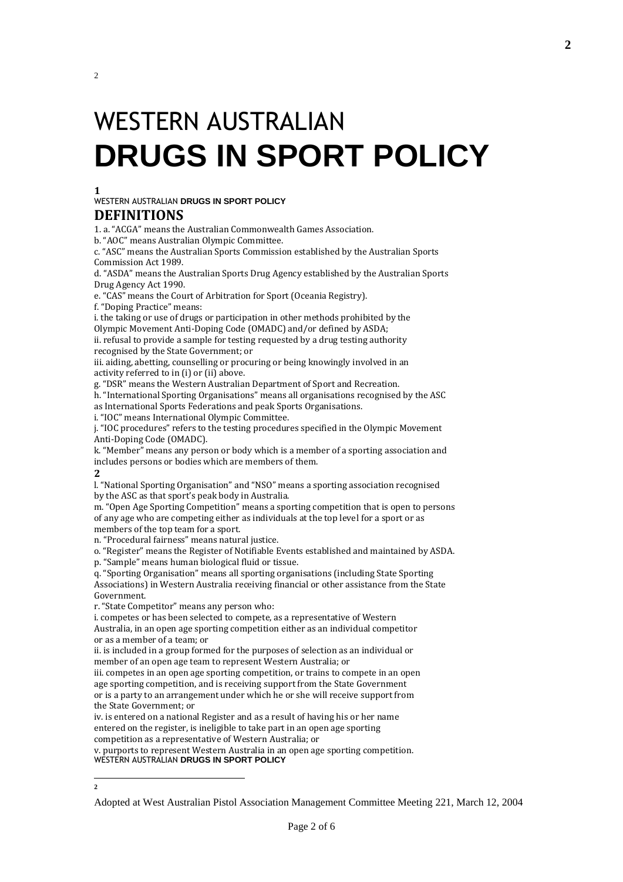# WESTERN AUSTRALIAN **DRUGS IN SPORT POLICY**

## DEFINITIONS

1. a. "ACGA" means the Australian Commonwealth Games Association.

b. "AOC" means Australian Olympic Committee.

c. "ASC" means the Australian Sports Commission established by the Australian Sports Commission Act 1989.

d. "ASDA" means the Australian Sports Drug Agency established by the Australian Sports Drug Agency Act 1990.

e. "CAS" means the Court of Arbitration for Sport (Oceania Registry).

f. "Doping Practice" means:

i. the taking or use of drugs or participation in other methods prohibited by the Olympic Movement Anti-Doping Code (OMADC) and/or defined by ASDA;

ii. refusal to provide a sample for testing requested by a drug testing authority recognised by the State Government; or

iii. aiding, abetting, counselling or procuring or being knowingly involved in an activity referred to in (i) or (ii) above.

g. "DSR" means the Western Australian Department of Sport and Recreation.

h. "International Sporting Organisations" means all organisations recognised by the ASC as International Sports Federations and peak Sports Organisations.

i. "IOC" means International Olympic Committee.

j. "IOC procedures" refers to the testing procedures specified in the Olympic Movement Anti-Doping Code (OMADC).

k. "Member" means any person or body which is a member of a sporting association and includes persons or bodies which are members of them.

l. "National Sporting Organisation" and "NSO" means a sporting association recognised by the ASC as that sport's peak body in Australia.

m. "Open Age Sporting Competition" means a sporting competition that is open to persons of any age who are competing either as individuals at the top level for a sport or as members of the top team for a sport.

n. "Procedural fairness" means natural justice.

o. "Register" means the Register of Notifiable Events established and maintained by ASDA.

p. "Sample" means human biological fluid or tissue.

q. "Sporting Organisation" means all sporting organisations (including State Sporting Associations) in Western Australia receiving financial or other assistance from the State Government.

r. "State Competitor" means any person who:

i. competes or has been selected to compete, as a representative of Western Australia, in an open age sporting competition either as an individual competitor or as a member of a team; or

ii. is included in a group formed for the purposes of selection as an individual or member of an open age team to represent Western Australia; or

iii. competes in an open age sporting competition, or trains to compete in an open age sporting competition, and is receiving support from the State Government or is a party to an arrangement under which he or she will receive support from the State Government; or

iv. is entered on a national Register and as a result of having his or her name entered on the register, is ineligible to take part in an open age sporting competition as a representative of Western Australia; or

v. purports to represent Western Australia in an open age sporting competition.

---

Adopted at West Australian Pistol Association Management Committee Meeting 221, March 12, 2004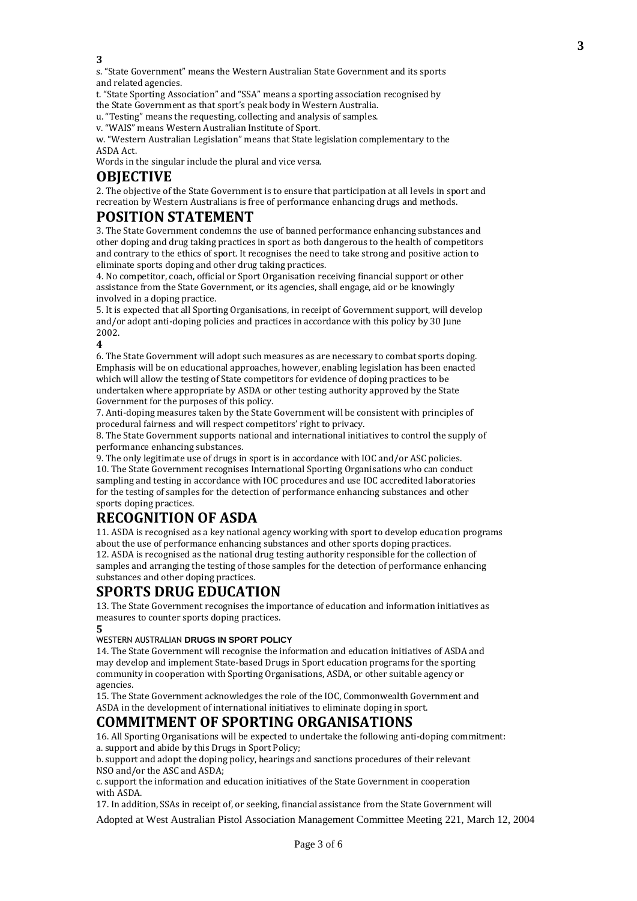s. "State Government" means the Western Australian State Government and its sports and related agencies.

t. "State Sporting Association" and "SSA" means a sporting association recognised by the State Government as that sport's peak body in Western Australia.

u. "Testing" means the requesting, collecting and analysis of samples.

v. "WAIS" means Western Australian Institute of Sport.

w. "Western Australian Legislation" means that State legislation complementary to the ASDA Act.

Words in the singular include the plural and vice versa.

## OBJECTIVE

2. The objective of the State Government is to ensure that participation at all levels in sport and recreation by Western Australians is free of performance enhancing drugs and methods.

## POSITION STATEMENT

3. The State Government condemns the use of banned performance enhancing substances and other doping and drug taking practices in sport as both dangerous to the health of competitors and contrary to the ethics of sport. It recognises the need to take strong and positive action to eliminate sports doping and other drug taking practices.

4. No competitor, coach, official or Sport Organisation receiving financial support or other assistance from the State Government, or its agencies, shall engage, aid or be knowingly involved in a doping practice.

5. It is expected that all Sporting Organisations, in receipt of Government support, will develop and/or adopt anti-doping policies and practices in accordance with this policy by 30 June 2002.

6. The State Government will adopt such measures as are necessary to combat sports doping. Emphasis will be on educational approaches, however, enabling legislation has been enacted which will allow the testing of State competitors for evidence of doping practices to be undertaken where appropriate by ASDA or other testing authority approved by the State Government for the purposes of this policy.

7. Anti-doping measures taken by the State Government will be consistent with principles of procedural fairness and will respect competitors' right to privacy.

8. The State Government supports national and international initiatives to control the supply of performance enhancing substances.

9. The only legitimate use of drugs in sport is in accordance with IOC and/or ASC policies.

10. The State Government recognises International Sporting Organisations who can conduct sampling and testing in accordance with IOC procedures and use IOC accredited laboratories for the testing of samples for the detection of performance enhancing substances and other sports doping practices.

## RECOGNITION OF ASDA

11. ASDA is recognised as a key national agency working with sport to develop education programs about the use of performance enhancing substances and other sports doping practices.

12. ASDA is recognised as the national drug testing authority responsible for the collection of samples and arranging the testing of those samples for the detection of performance enhancing substances and other doping practices.

## SPORTS DRUG EDUCATION

13. The State Government recognises the importance of education and information initiatives as measures to counter sports doping practices.

14. The State Government will recognise the information and education initiatives of ASDA and may develop and implement State-based Drugs in Sport education programs for the sporting community in cooperation with Sporting Organisations, ASDA, or other suitable agency or agencies.

15. The State Government acknowledges the role of the IOC, Commonwealth Government and ASDA in the development of international initiatives to eliminate doping in sport.

## COMMITMENT OF SPORTING ORGANISATIONS

16. All Sporting Organisations will be expected to undertake the following anti-doping commitment:

a. support and abide by this Drugs in Sport Policy;

b. support and adopt the doping policy, hearings and sanctions procedures of their relevant NSO and/or the ASC and ASDA;

c. support the information and education initiatives of the State Government in cooperation with ASDA.

17. In addition, SSAs in receipt of, or seeking, financial assistance from the State Government will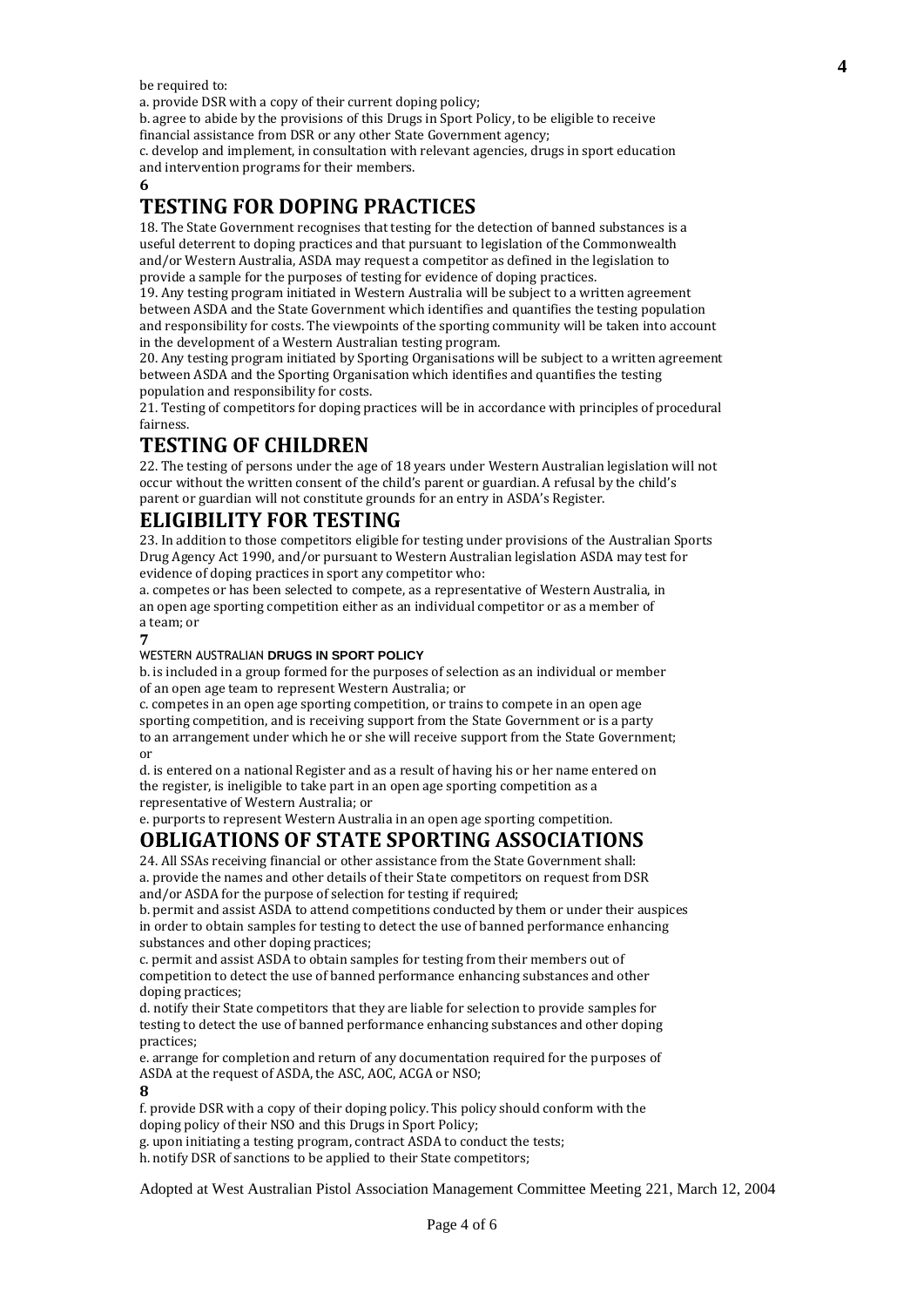be required to:

a. provide DSR with a copy of their current doping policy;

b. agree to abide by the provisions of this Drugs in Sport Policy, to be eligible to receive financial assistance from DSR or any other State Government agency;

c. develop and implement, in consultation with relevant agencies, drugs in sport education and intervention programs for their members.

## TESTING FOR DOPING PRACTICES

18. The State Government recognises that testing for the detection of banned substances is a useful deterrent to doping practices and that pursuant to legislation of the Commonwealth and/or Western Australia, ASDA may request a competitor as defined in the legislation to provide a sample for the purposes of testing for evidence of doping practices.

19. Any testing program initiated in Western Australia will be subject to a written agreement between ASDA and the State Government which identifies and quantifies the testing population and responsibility for costs. The viewpoints of the sporting community will be taken into account in the development of a Western Australian testing program.

20. Any testing program initiated by Sporting Organisations will be subject to a written agreement between ASDA and the Sporting Organisation which identifies and quantifies the testing population and responsibility for costs.

21. Testing of competitors for doping practices will be in accordance with principles of procedural fairness.

## TESTING OF CHILDREN

22. The testing of persons under the age of 18 years under Western Australian legislation will not occur without the written consent of the child's parent or guardian. A refusal by the child's parent or guardian will not constitute grounds for an entry in ASDA's Register.

## ELIGIBILITY FOR TESTING

23. In addition to those competitors eligible for testing under provisions of the Australian Sports Drug Agency Act 1990, and/or pursuant to Western Australian legislation ASDA may test for evidence of doping practices in sport any competitor who:

a. competes or has been selected to compete, as a representative of Western Australia, in an open age sporting competition either as an individual competitor or as a member of a team; or

b. is included in a group formed for the purposes of selection as an individual or member of an open age team to represent Western Australia; or

c. competes in an open age sporting competition, or trains to compete in an open age sporting competition, and is receiving support from the State Government or is a party to an arrangement under which he or she will receive support from the State Government; or

d. is entered on a national Register and as a result of having his or her name entered on the register, is ineligible to take part in an open age sporting competition as a representative of Western Australia; or

e. purports to represent Western Australia in an open age sporting competition.

## OBLIGATIONS OF STATE SPORTING ASSOCIATIONS

24. All SSAs receiving financial or other assistance from the State Government shall:

a. provide the names and other details of their State competitors on request from DSR and/or ASDA for the purpose of selection for testing if required;

b. permit and assist ASDA to attend competitions conducted by them or under their auspices in order to obtain samples for testing to detect the use of banned performance enhancing substances and other doping practices;

c. permit and assist ASDA to obtain samples for testing from their members out of competition to detect the use of banned performance enhancing substances and other doping practices;

d. notify their State competitors that they are liable for selection to provide samples for testing to detect the use of banned performance enhancing substances and other doping practices;

e. arrange for completion and return of any documentation required for the purposes of ASDA at the request of ASDA, the ASC, AOC, ACGA or NSO;

f. provide DSR with a copy of their doping policy. This policy should conform with the doping policy of their NSO and this Drugs in Sport Policy;

g. upon initiating a testing program, contract ASDA to conduct the tests;

h. notify DSR of sanctions to be applied to their State competitors;

Adopted at West Australian Pistol Association Management Committee Meeting 221, March 12, 2004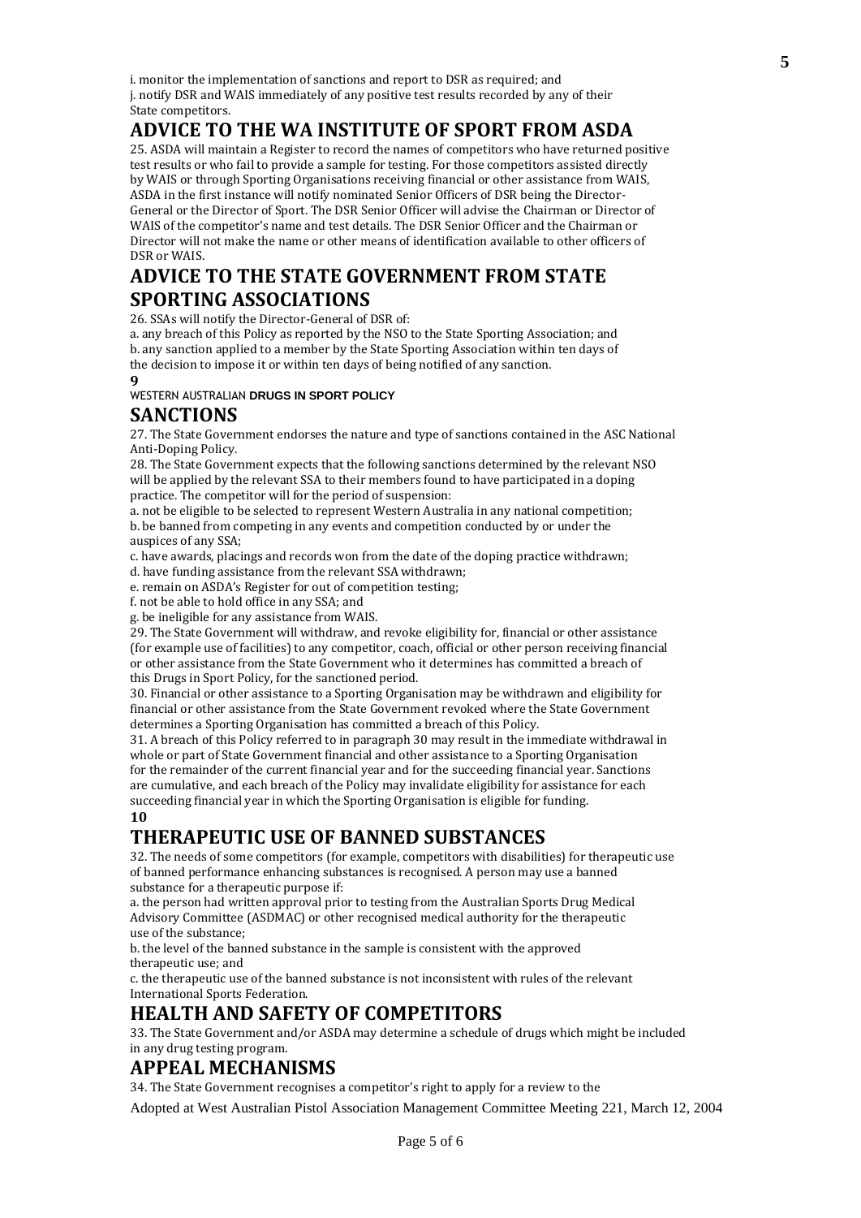i. monitor the implementation of sanctions and report to DSR as required; and
j. notify DSR and WAIS immediately of any positive test results recorded by any of their State competitors.

## ADVICE TO THE WA INSTITUTE OF SPORT FROM ASDA

25. ASDA will maintain a Register to record the names of competitors who have returned positive test results or who fail to provide a sample for testing. For those competitors assisted directly by WAIS or through Sporting Organisations receiving financial or other assistance from WAIS, ASDA in the first instance will notify nominated Senior Officers of DSR being the Director-General or the Director of Sport. The DSR Senior Officer will advise the Chairman or Director of WAIS of the competitor's name and test details. The DSR Senior Officer and the Chairman or Director will not make the name or other means of identification available to other officers of DSR or WAIS.

## ADVICE TO THE STATE GOVERNMENT FROM STATE SPORTING ASSOCIATIONS

26. SSAs will notify the Director-General of DSR of:
a. any breach of this Policy as reported by the NSO to the State Sporting Association; and
b. any sanction applied to a member by the State Sporting Association within ten days of the decision to impose it or within ten days of being notified of any sanction.

**9**

WESTERN AUSTRALIAN **DRUGS IN SPORT POLICY**

## SANCTIONS

27. The State Government endorses the nature and type of sanctions contained in the ASC National Anti-Doping Policy.

28. The State Government expects that the following sanctions determined by the relevant NSO will be applied by the relevant SSA to their members found to have participated in a doping practice. The competitor will for the period of suspension:
a. not be eligible to be selected to represent Western Australia in any national competition;
b. be banned from competing in any events and competition conducted by or under the auspices of any SSA;
c. have awards, placings and records won from the date of the doping practice withdrawn;
d. have funding assistance from the relevant SSA withdrawn;
e. remain on ASDA's Register for out of competition testing;
f. not be able to hold office in any SSA; and
g. be ineligible for any assistance from WAIS.

29. The State Government will withdraw, and revoke eligibility for, financial or other assistance (for example use of facilities) to any competitor, coach, official or other person receiving financial or other assistance from the State Government who it determines has committed a breach of this Drugs in Sport Policy, for the sanctioned period.

30. Financial or other assistance to a Sporting Organisation may be withdrawn and eligibility for financial or other assistance from the State Government revoked where the State Government determines a Sporting Organisation has committed a breach of this Policy.

31. A breach of this Policy referred to in paragraph 30 may result in the immediate withdrawal in whole or part of State Government financial and other assistance to a Sporting Organisation for the remainder of the current financial year and for the succeeding financial year. Sanctions are cumulative, and each breach of the Policy may invalidate eligibility for assistance for each succeeding financial year in which the Sporting Organisation is eligible for funding.

**10**

## THERAPEUTIC USE OF BANNED SUBSTANCES

32. The needs of some competitors (for example, competitors with disabilities) for therapeutic use of banned performance enhancing substances is recognised. A person may use a banned substance for a therapeutic purpose if:
a. the person had written approval prior to testing from the Australian Sports Drug Medical Advisory Committee (ASDMAC) or other recognised medical authority for the therapeutic use of the substance;
b. the level of the banned substance in the sample is consistent with the approved therapeutic use; and
c. the therapeutic use of the banned substance is not inconsistent with rules of the relevant International Sports Federation.

## HEALTH AND SAFETY OF COMPETITORS

33. The State Government and/or ASDA may determine a schedule of drugs which might be included in any drug testing program.

## APPEAL MECHANISMS

34. The State Government recognises a competitor's right to apply for a review to the

Adopted at West Australian Pistol Association Management Committee Meeting 221, March 12, 2004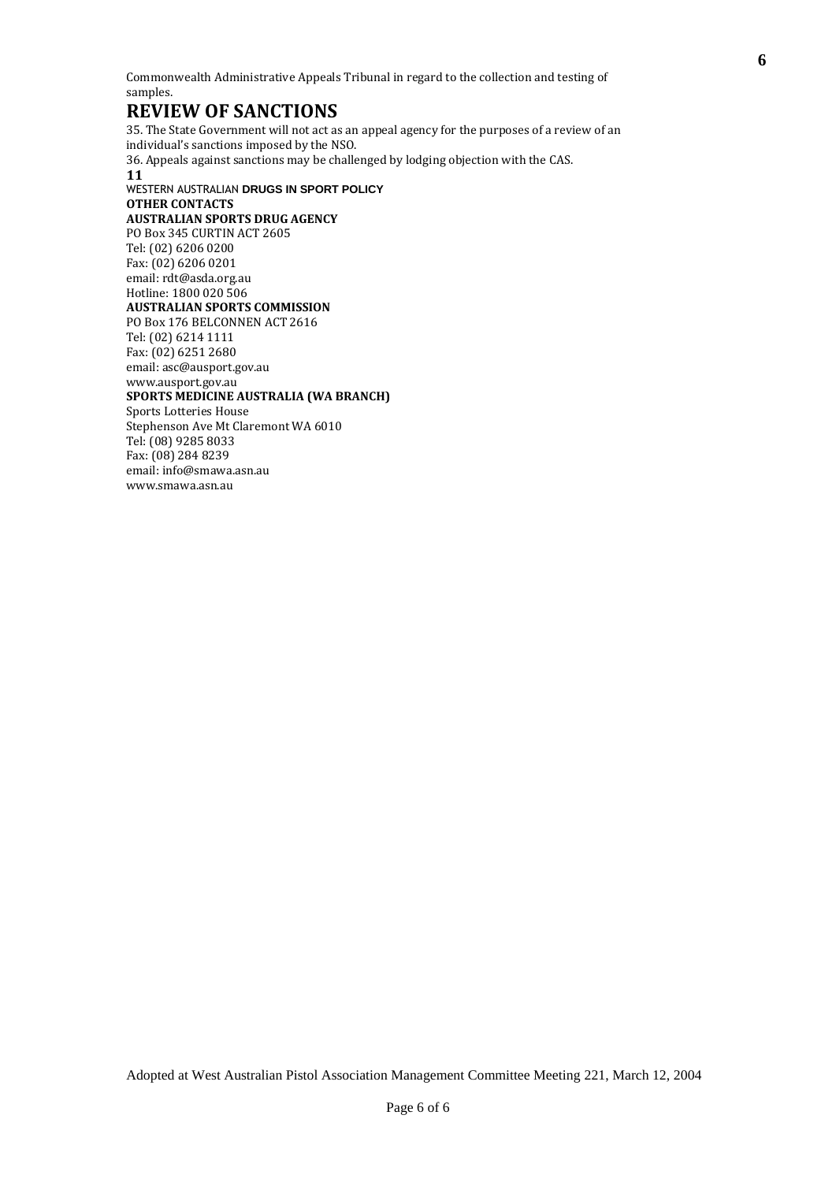Commonwealth Administrative Appeals Tribunal in regard to the collection and testing of samples.

## REVIEW OF SANCTIONS

35. The State Government will not act as an appeal agency for the purposes of a review of an individual's sanctions imposed by the NSO.

36. Appeals against sanctions may be challenged by lodging objection with the CAS.

**11**

WESTERN AUSTRALIAN **DRUGS IN SPORT POLICY**

**OTHER CONTACTS**

**AUSTRALIAN SPORTS DRUG AGENCY**

PO Box 345 CURTIN ACT 2605
Tel: (02) 6206 0200
Fax: (02) 6206 0201
email: rdt@asda.org.au
Hotline: 1800 020 506

**AUSTRALIAN SPORTS COMMISSION**

PO Box 176 BELCONNEN ACT 2616
Tel: (02) 6214 1111
Fax: (02) 6251 2680
email: asc@ausport.gov.au
www.ausport.gov.au

**SPORTS MEDICINE AUSTRALIA (WA BRANCH)**

Sports Lotteries House
Stephenson Ave Mt Claremont WA 6010
Tel: (08) 9285 8033
Fax: (08) 284 8239
email: info@smawa.asn.au
www.smawa.asn.au

Adopted at West Australian Pistol Association Management Committee Meeting 221, March 12, 2004